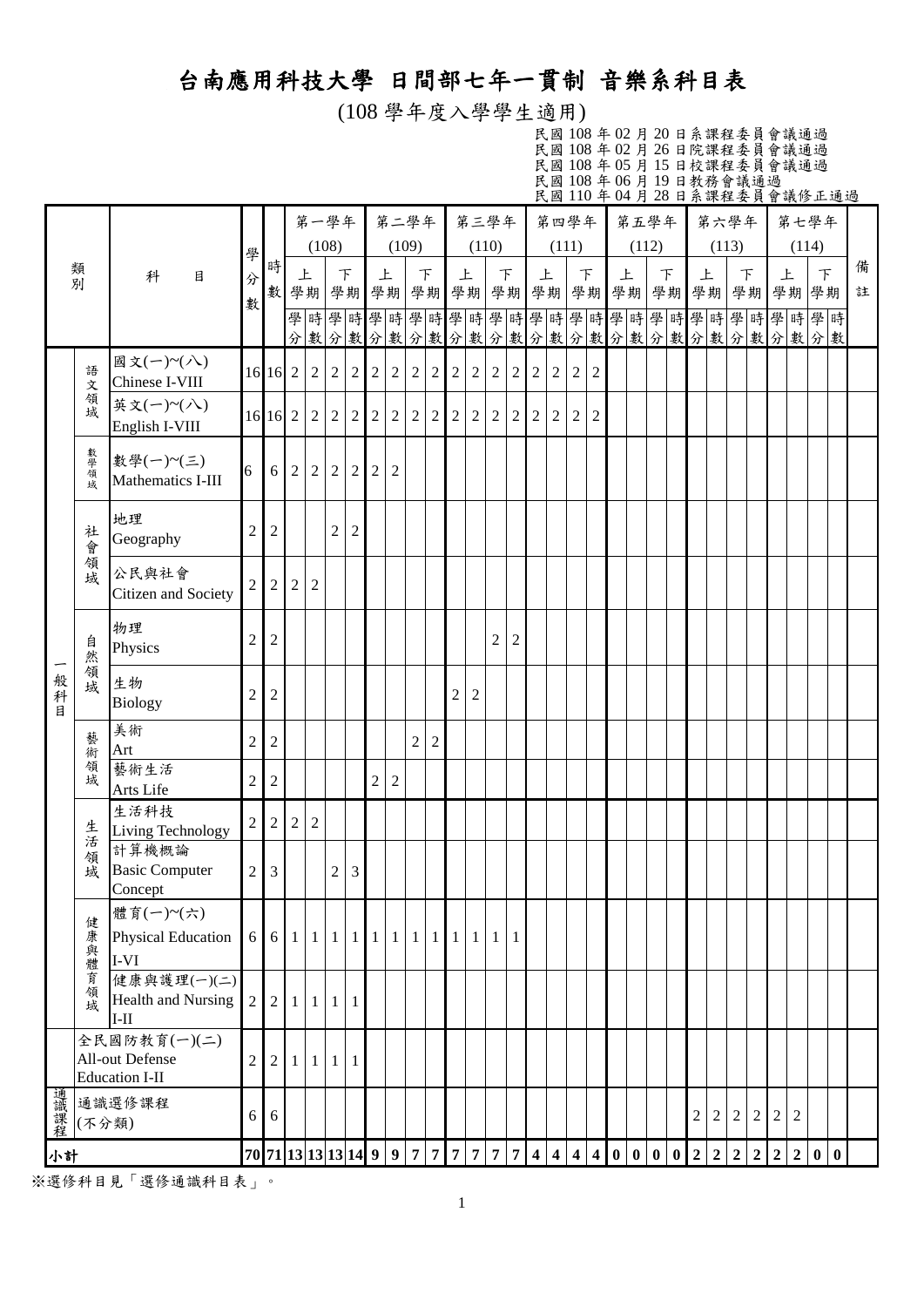# 台南應用科技大學 日間部七年一貫制 音樂系科目表

(108 學年度入學學生適用)

民國 108 年 02 月 20 日系課程委員會議通過
民國 108 年 02 月 26 日院課程委員會議通過
民國 108 年 05 月 15 日校課程委員會議通過
民國 108 年 06 月 19 日教務會議通過
民國 110 年 04 月 28 日系課程委員會議修正通過

| 類別 | | 科目 | 學分數 | 時數 | 第一學年 (108) 上學期 學分 | 時數 | 下學期 學分 | 時數 | 第二學年 (109) 上學期 學分 | 時數 | 下學期 學分 | 時數 | 第三學年 (110) 上學期 學分 | 時數 | 下學期 學分 | 時數 | 第四學年 (111) 上學期 學分 | 時數 | 下學期 學分 | 時數 | 第五學年 (112) 上學期 學分 | 時數 | 下學期 學分 | 時數 | 第六學年 (113) 上學期 學分 | 時數 | 下學期 學分 | 時數 | 第七學年 (114) 上學期 學分 | 時數 | 下學期 學分 | 時數 | 備註 |
|---|---|---|---|---|---|---|---|---|---|---|---|---|---|---|---|---|---|---|---|---|---|---|---|---|---|---|---|---|---|---|---|---|---|
| 一般科目 | 語文領域 | 國文(一)~(八) Chinese I-VIII | 16 | 16 | 2 | 2 | 2 | 2 | 2 | 2 | 2 | 2 | 2 | 2 | 2 | 2 | 2 | 2 | 2 | 2 | | | | | | | | | | | | | |
| | | 英文(一)~(八) English I-VIII | 16 | 16 | 2 | 2 | 2 | 2 | 2 | 2 | 2 | 2 | 2 | 2 | 2 | 2 | 2 | 2 | 2 | 2 | | | | | | | | | | | | | |
| | 數學領域 | 數學(一)~(三) Mathematics I-III | 6 | 6 | 2 | 2 | 2 | 2 | 2 | 2 | | | | | | | | | | | | | | | | | | | | | | | |
| | 社會領域 | 地理 Geography | 2 | 2 | | | 2 | 2 | | | | | | | | | | | | | | | | | | | | | | | | | |
| | | 公民與社會 Citizen and Society | 2 | 2 | 2 | 2 | | | | | | | | | | | | | | | | | | | | | | | | | | | |
| | 自然領域 | 物理 Physics | 2 | 2 | | | | | | | | | | | 2 | 2 | | | | | | | | | | | | | | | | | |
| | | 生物 Biology | 2 | 2 | | | | | | | | | 2 | 2 | | | | | | | | | | | | | | | | | | | |
| | 藝術領域 | 美術 Art | 2 | 2 | | | | | | | 2 | 2 | | | | | | | | | | | | | | | | | | | | | |
| | | 藝術生活 Arts Life | 2 | 2 | | | | | 2 | 2 | | | | | | | | | | | | | | | | | | | | | | | |
| | 生活領域 | 生活科技 Living Technology | 2 | 2 | 2 | 2 | | | | | | | | | | | | | | | | | | | | | | | | | | | |
| | | 計算機概論 Basic Computer Concept | 2 | 3 | | | 2 | 3 | | | | | | | | | | | | | | | | | | | | | | | | | |
| | 健康與體育領域 | 體育(一)~(六) Physical Education I-VI | 6 | 6 | 1 | 1 | 1 | 1 | 1 | 1 | 1 | 1 | 1 | 1 | 1 | 1 | | | | | | | | | | | | | | | | | |
| | | 健康與護理(一)(二) Health and Nursing I-II | 2 | 2 | 1 | 1 | 1 | 1 | | | | | | | | | | | | | | | | | | | | | | | | | |
| | | 全民國防教育(一)(二) All-out Defense Education I-II | 2 | 2 | 1 | 1 | 1 | 1 | | | | | | | | | | | | | | | | | | | | | | | | | |
| 通識課程 | | 通識選修課程(不分類) | 6 | 6 | | | | | | | | | | | | | | | | | | | | | 2 | 2 | 2 | 2 | 2 | 2 | | | |
| 小計 | | | 70 | 71 | 13 | 13 | 13 | 14 | 9 | 9 | 7 | 7 | 7 | 7 | 7 | 7 | 4 | 4 | 4 | 4 | 0 | 0 | 0 | 0 | 2 | 2 | 2 | 2 | 2 | 2 | 0 | 0 | |

※選修科目見「選修通識科目表」。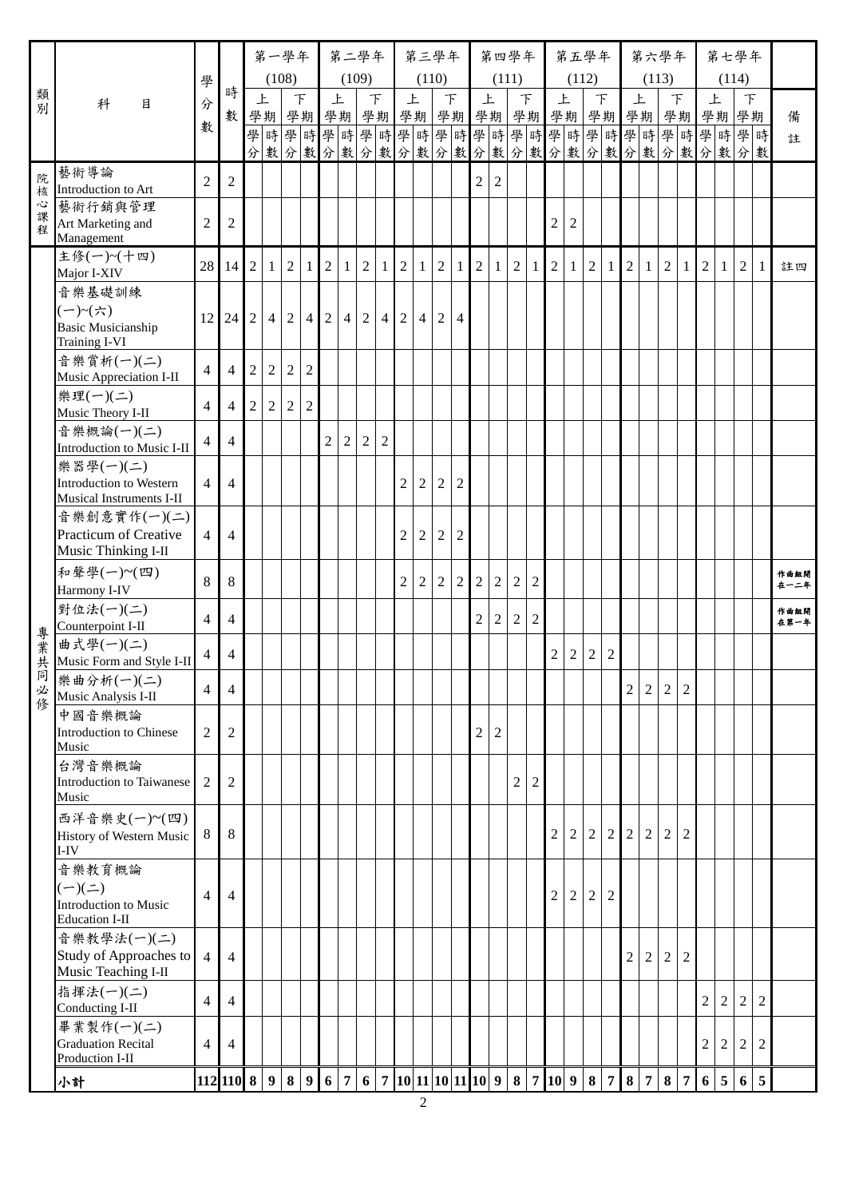| 類別 | 科目 | 學分數 | 時數 | 第一學年(108) 上學期 學分 | 時數 | 下學期 學分 | 時數 | 第二學年(109) 上學期 學分 | 時數 | 下學期 學分 | 時數 | 第三學年(110) 上學期 學分 | 時數 | 下學期 學分 | 時數 | 第四學年(111) 上學期 學分 | 時數 | 下學期 學分 | 時數 | 第五學年(112) 上學期 學分 | 時數 | 下學期 學分 | 時數 | 第六學年(113) 上學期 學分 | 時數 | 下學期 學分 | 時數 | 第七學年(114) 上學期 學分 | 時數 | 下學期 學分 | 時數 | 備註 |
|---|---|---|---|---|---|---|---|---|---|---|---|---|---|---|---|---|---|---|---|---|---|---|---|---|---|---|---|---|---|---|---|---|
| 院核心課程 | 藝術導論 Introduction to Art | 2 | 2 | | | | | | | | | | | | | 2 | 2 | | | | | | | | | | | | | | | |
| | 藝術行銷與管理 Art Marketing and Management | 2 | 2 | | | | | | | | | | | | | | | | | 2 | 2 | | | | | | | | | | | |
| 專業共同必修 | 主修(一)~(十四) Major I-XIV | 28 | 14 | 2 | 1 | 2 | 1 | 2 | 1 | 2 | 1 | 2 | 1 | 2 | 1 | 2 | 1 | 2 | 1 | 2 | 1 | 2 | 1 | 2 | 1 | 2 | 1 | 2 | 1 | 2 | 1 | 註四 |
| | 音樂基礎訓練(一)~(六) Basic Musicianship Training I-VI | 12 | 24 | 2 | 4 | 2 | 4 | 2 | 4 | 2 | 4 | 2 | 4 | 2 | 4 | | | | | | | | | | | | | | | | | |
| | 音樂賞析(一)(二) Music Appreciation I-II | 4 | 4 | 2 | 2 | 2 | 2 | | | | | | | | | | | | | | | | | | | | | | | | | |
| | 樂理(一)(二) Music Theory I-II | 4 | 4 | 2 | 2 | 2 | 2 | | | | | | | | | | | | | | | | | | | | | | | | | |
| | 音樂概論(一)(二) Introduction to Music I-II | 4 | 4 | | | | | 2 | 2 | 2 | 2 | | | | | | | | | | | | | | | | | | | | | |
| | 樂器學(一)(二) Introduction to Western Musical Instruments I-II | 4 | 4 | | | | | | | | | 2 | 2 | 2 | 2 | | | | | | | | | | | | | | | | | |
| | 音樂創意實作(一)(二) Practicum of Creative Music Thinking I-II | 4 | 4 | | | | | | | | | 2 | 2 | 2 | 2 | | | | | | | | | | | | | | | | | |
| | 和聲學(一)~(四) Harmony I-IV | 8 | 8 | | | | | | | | | 2 | 2 | 2 | 2 | 2 | 2 | 2 | 2 | | | | | | | | | | | | | 作曲組開在一二年 |
| | 對位法(一)(二) Counterpoint I-II | 4 | 4 | | | | | | | | | | | | | 2 | 2 | 2 | 2 | | | | | | | | | | | | | 作曲組開在第一年 |
| | 曲式學(一)(二) Music Form and Style I-II | 4 | 4 | | | | | | | | | | | | | | | | | 2 | 2 | 2 | 2 | | | | | | | | | |
| | 樂曲分析(一)(二) Music Analysis I-II | 4 | 4 | | | | | | | | | | | | | | | | | | | | | 2 | 2 | 2 | 2 | | | | | |
| | 中國音樂概論 Introduction to Chinese Music | 2 | 2 | | | | | | | | | | | | | 2 | 2 | | | | | | | | | | | | | | | |
| | 台灣音樂概論 Introduction to Taiwanese Music | 2 | 2 | | | | | | | | | | | | | | | 2 | 2 | | | | | | | | | | | | | |
| | 西洋音樂史(一)~(四) History of Western Music I-IV | 8 | 8 | | | | | | | | | | | | | | | | | 2 | 2 | 2 | 2 | 2 | 2 | 2 | 2 | | | | | |
| | 音樂教育概論(一)(二) Introduction to Music Education I-II | 4 | 4 | | | | | | | | | | | | | | | | | 2 | 2 | 2 | 2 | | | | | | | | | |
| | 音樂教學法(一)(二) Study of Approaches to Music Teaching I-II | 4 | 4 | | | | | | | | | | | | | | | | | | | | | 2 | 2 | 2 | 2 | | | | | |
| | 指揮法(一)(二) Conducting I-II | 4 | 4 | | | | | | | | | | | | | | | | | | | | | | | | | 2 | 2 | 2 | 2 | |
| | 畢業製作(一)(二) Graduation Recital Production I-II | 4 | 4 | | | | | | | | | | | | | | | | | | | | | | | | | 2 | 2 | 2 | 2 | |
| | **小計** | **112** | **110** | **8** | **9** | **8** | **9** | **6** | **7** | **6** | **7** | **10** | **11** | **10** | **11** | **10** | **9** | **8** | **7** | **10** | **9** | **8** | **7** | **8** | **7** | **8** | **7** | **6** | **5** | **6** | **5** | |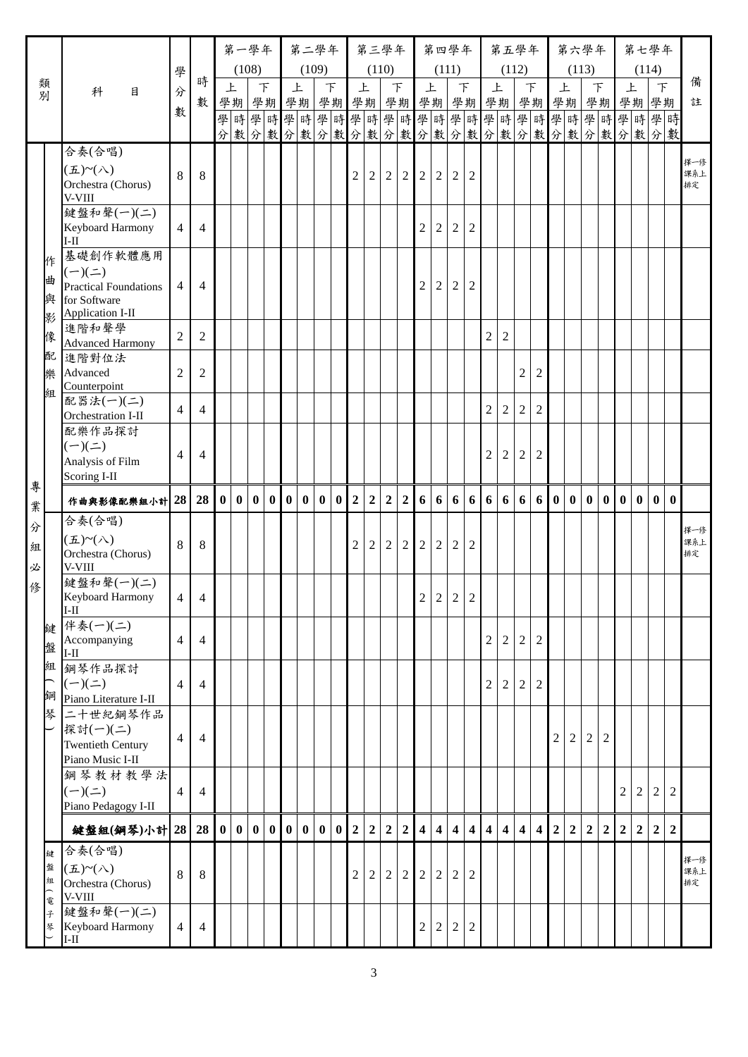| 類別 | | 科目 | 學分數 | 時數 | 第一學年(108) 上學期 學分 | 時數 | 下學期 學分 | 時數 | 第二學年(109) 上學期 學分 | 時數 | 下學期 學分 | 時數 | 第三學年(110) 上學期 學分 | 時數 | 下學期 學分 | 時數 | 第四學年(111) 上學期 學分 | 時數 | 下學期 學分 | 時數 | 第五學年(112) 上學期 學分 | 時數 | 下學期 學分 | 時數 | 第六學年(113) 上學期 學分 | 時數 | 下學期 學分 | 時數 | 第七學年(114) 上學期 學分 | 時數 | 下學期 學分 | 時數 | 備註 |
|---|---|---|---|---|---|---|---|---|---|---|---|---|---|---|---|---|---|---|---|---|---|---|---|---|---|---|---|---|---|---|---|---|---|
| 專業分組必修 | 作曲與影像配樂組 | 合奏(合唱)(五)~(八) Orchestra (Chorus) V-VIII | 8 | 8 | | | | | | | | | 2 | 2 | 2 | 2 | 2 | 2 | 2 | 2 | | | | | | | | | | | | | 擇一修課系上排定 |
| | | 鍵盤和聲(一)(二) Keyboard Harmony I-II | 4 | 4 | | | | | | | | | | | | | 2 | 2 | 2 | 2 | | | | | | | | | | | | | |
| | | 基礎創作軟體應用(一)(二) Practical Foundations for Software Application I-II | 4 | 4 | | | | | | | | | | | | | 2 | 2 | 2 | 2 | | | | | | | | | | | | | |
| | | 進階和聲學 Advanced Harmony | 2 | 2 | | | | | | | | | | | | | | | | | 2 | 2 | | | | | | | | | | | |
| | | 進階對位法 Advanced Counterpoint | 2 | 2 | | | | | | | | | | | | | | | | | | | 2 | 2 | | | | | | | | | |
| | | 配器法(一)(二) Orchestration I-II | 4 | 4 | | | | | | | | | | | | | | | | | 2 | 2 | 2 | 2 | | | | | | | | | |
| | | 配樂作品探討(一)(二) Analysis of Film Scoring I-II | 4 | 4 | | | | | | | | | | | | | | | | | 2 | 2 | 2 | 2 | | | | | | | | | |
| | | **作曲與影像配樂組小計** | **28** | **28** | **0** | **0** | **0** | **0** | **0** | **0** | **0** | **0** | **2** | **2** | **2** | **2** | **6** | **6** | **6** | **6** | **6** | **6** | **6** | **6** | **0** | **0** | **0** | **0** | **0** | **0** | **0** | **0** | |
| | 鍵盤組(鋼琴) | 合奏(合唱)(五)~(八) Orchestra (Chorus) V-VIII | 8 | 8 | | | | | | | | | 2 | 2 | 2 | 2 | 2 | 2 | 2 | 2 | | | | | | | | | | | | | 擇一修課系上排定 |
| | | 鍵盤和聲(一)(二) Keyboard Harmony I-II | 4 | 4 | | | | | | | | | | | | | 2 | 2 | 2 | 2 | | | | | | | | | | | | | |
| | | 伴奏(一)(二) Accompanying I-II | 4 | 4 | | | | | | | | | | | | | | | | | 2 | 2 | 2 | 2 | | | | | | | | | |
| | | 鋼琴作品探討(一)(二) Piano Literature I-II | 4 | 4 | | | | | | | | | | | | | | | | | 2 | 2 | 2 | 2 | | | | | | | | | |
| | | 二十世紀鋼琴作品探討(一)(二) Twentieth Century Piano Music I-II | 4 | 4 | | | | | | | | | | | | | | | | | | | | | 2 | 2 | 2 | 2 | | | | | |
| | | 鋼琴教材教學法(一)(二) Piano Pedagogy I-II | 4 | 4 | | | | | | | | | | | | | | | | | | | | | | | | | 2 | 2 | 2 | 2 | |
| | | **鍵盤組(鋼琴)小計** | **28** | **28** | **0** | **0** | **0** | **0** | **0** | **0** | **0** | **0** | **2** | **2** | **2** | **2** | **4** | **4** | **4** | **4** | **4** | **4** | **4** | **4** | **2** | **2** | **2** | **2** | **2** | **2** | **2** | **2** | |
| | 鍵盤組(電子琴) | 合奏(合唱)(五)~(八) Orchestra (Chorus) V-VIII | 8 | 8 | | | | | | | | | 2 | 2 | 2 | 2 | 2 | 2 | 2 | 2 | | | | | | | | | | | | | 擇一修課系上排定 |
| | | 鍵盤和聲(一)(二) Keyboard Harmony I-II | 4 | 4 | | | | | | | | | | | | | 2 | 2 | 2 | 2 | | | | | | | | | | | | | |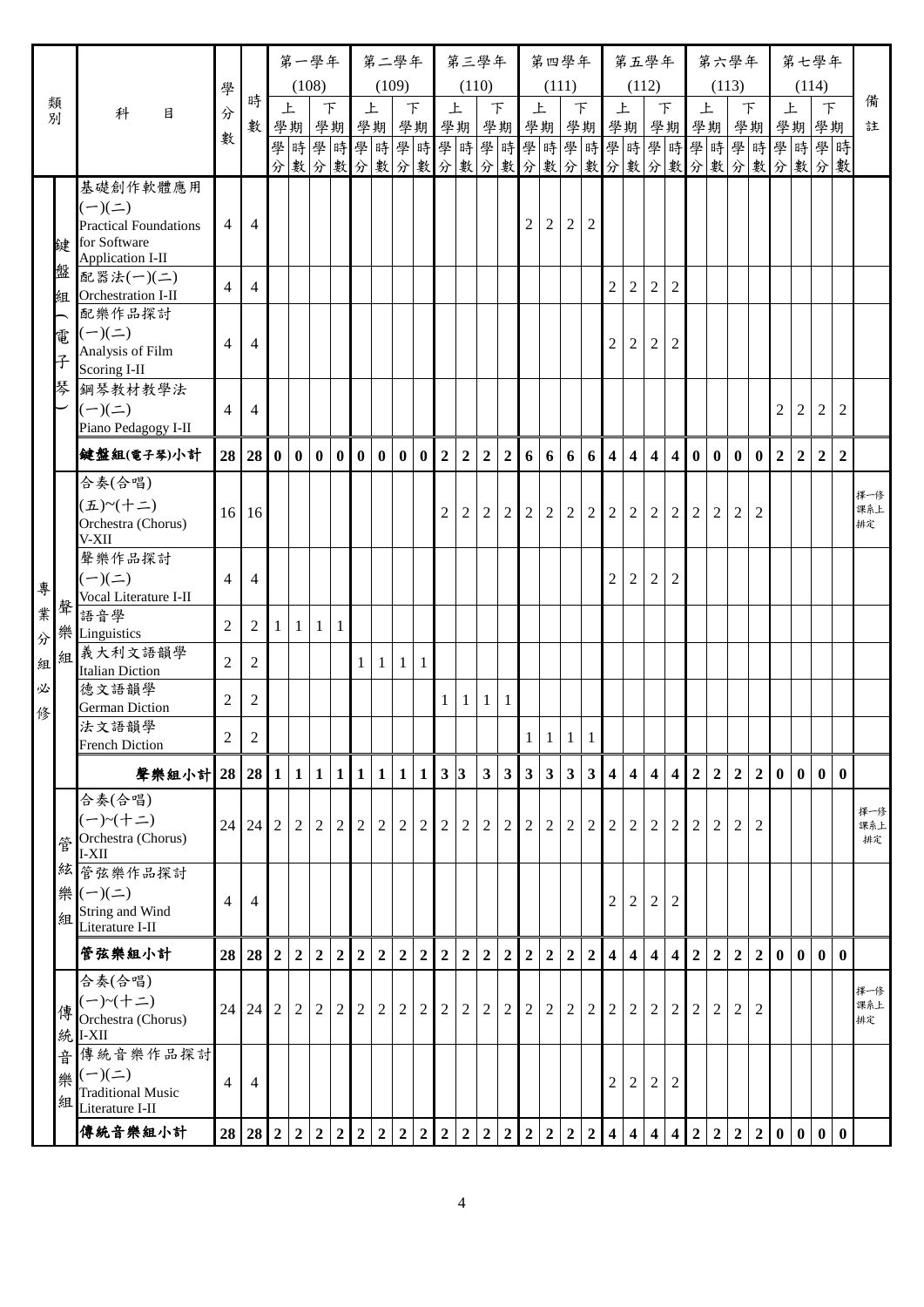| 類別 | | 科目 | 學分數 | 時數 | 第一學年(108) 上學期 學分 | 時數 | 下學期 學分 | 時數 | 第二學年(109) 上學期 學分 | 時數 | 下學期 學分 | 時數 | 第三學年(110) 上學期 學分 | 時數 | 下學期 學分 | 時數 | 第四學年(111) 上學期 學分 | 時數 | 下學期 學分 | 時數 | 第五學年(112) 上學期 學分 | 時數 | 下學期 學分 | 時數 | 第六學年(113) 上學期 學分 | 時數 | 下學期 學分 | 時數 | 第七學年(114) 上學期 學分 | 時數 | 下學期 學分 | 時數 | 備註 |
|---|---|---|---|---|---|---|---|---|---|---|---|---|---|---|---|---|---|---|---|---|---|---|---|---|---|---|---|---|---|---|---|---|---|
| 專業分組必修 | 鍵盤組(電子琴) | 基礎創作軟體應用(一)(二) Practical Foundations for Software Application I-II | 4 | 4 | | | | | | | | | | | | | 2 | 2 | 2 | 2 | | | | | | | | | | | | | |
| | | 配器法(一)(二) Orchestration I-II | 4 | 4 | | | | | | | | | | | | | | | | | 2 | 2 | 2 | 2 | | | | | | | | | |
| | | 配樂作品探討(一)(二) Analysis of Film Scoring I-II | 4 | 4 | | | | | | | | | | | | | | | | | 2 | 2 | 2 | 2 | | | | | | | | | |
| | | 鋼琴教材教學法(一)(二) Piano Pedagogy I-II | 4 | 4 | | | | | | | | | | | | | | | | | | | | | | | | | 2 | 2 | 2 | 2 | |
| | | **鍵盤組(電子琴)小計** | **28** | **28** | **0** | **0** | **0** | **0** | **0** | **0** | **0** | **0** | **2** | **2** | **2** | **2** | **6** | **6** | **6** | **6** | **4** | **4** | **4** | **4** | **0** | **0** | **0** | **0** | **2** | **2** | **2** | **2** | |
| | 聲樂組 | 合奏(合唱)(五)~(十二) Orchestra (Chorus) V-XII | 16 | 16 | | | | | | | | | 2 | 2 | 2 | 2 | 2 | 2 | 2 | 2 | 2 | 2 | 2 | 2 | 2 | 2 | 2 | 2 | | | | | 擇一修課系上排定 |
| | | 聲樂作品探討(一)(二) Vocal Literature I-II | 4 | 4 | | | | | | | | | | | | | | | | | 2 | 2 | 2 | 2 | | | | | | | | | |
| | | 語音學 Linguistics | 2 | 2 | 1 | 1 | 1 | 1 | | | | | | | | | | | | | | | | | | | | | | | | | |
| | | 義大利文語韻學 Italian Diction | 2 | 2 | | | | | 1 | 1 | 1 | 1 | | | | | | | | | | | | | | | | | | | | | |
| | | 德文語韻學 German Diction | 2 | 2 | | | | | | | | | 1 | 1 | 1 | 1 | | | | | | | | | | | | | | | | | |
| | | 法文語韻學 French Diction | 2 | 2 | | | | | | | | | | | | | 1 | 1 | 1 | 1 | | | | | | | | | | | | | |
| | | **聲樂組小計** | **28** | **28** | **1** | **1** | **1** | **1** | **1** | **1** | **1** | **1** | **3** | **3** | **3** | **3** | **3** | **3** | **3** | **3** | **4** | **4** | **4** | **4** | **2** | **2** | **2** | **2** | **0** | **0** | **0** | **0** | |
| | 管絃樂組 | 合奏(合唱)(一)~(十二) Orchestra (Chorus) I-XII | 24 | 24 | 2 | 2 | 2 | 2 | 2 | 2 | 2 | 2 | 2 | 2 | 2 | 2 | 2 | 2 | 2 | 2 | 2 | 2 | 2 | 2 | 2 | 2 | 2 | 2 | | | | | 擇一修課系上排定 |
| | | 管弦樂作品探討(一)(二) String and Wind Literature I-II | 4 | 4 | | | | | | | | | | | | | | | | | 2 | 2 | 2 | 2 | | | | | | | | | |
| | | **管弦樂組小計** | **28** | **28** | **2** | **2** | **2** | **2** | **2** | **2** | **2** | **2** | **2** | **2** | **2** | **2** | **2** | **2** | **2** | **2** | **4** | **4** | **4** | **4** | **2** | **2** | **2** | **2** | **0** | **0** | **0** | **0** | |
| | 傳統音樂組 | 合奏(合唱)(一)~(十二) Orchestra (Chorus) I-XII | 24 | 24 | 2 | 2 | 2 | 2 | 2 | 2 | 2 | 2 | 2 | 2 | 2 | 2 | 2 | 2 | 2 | 2 | 2 | 2 | 2 | 2 | 2 | 2 | 2 | 2 | | | | | 擇一修課系上排定 |
| | | 傳統音樂作品探討(一)(二) Traditional Music Literature I-II | 4 | 4 | | | | | | | | | | | | | | | | | 2 | 2 | 2 | 2 | | | | | | | | | |
| | | **傳統音樂組小計** | **28** | **28** | **2** | **2** | **2** | **2** | **2** | **2** | **2** | **2** | **2** | **2** | **2** | **2** | **2** | **2** | **2** | **2** | **4** | **4** | **4** | **4** | **2** | **2** | **2** | **2** | **0** | **0** | **0** | **0** | |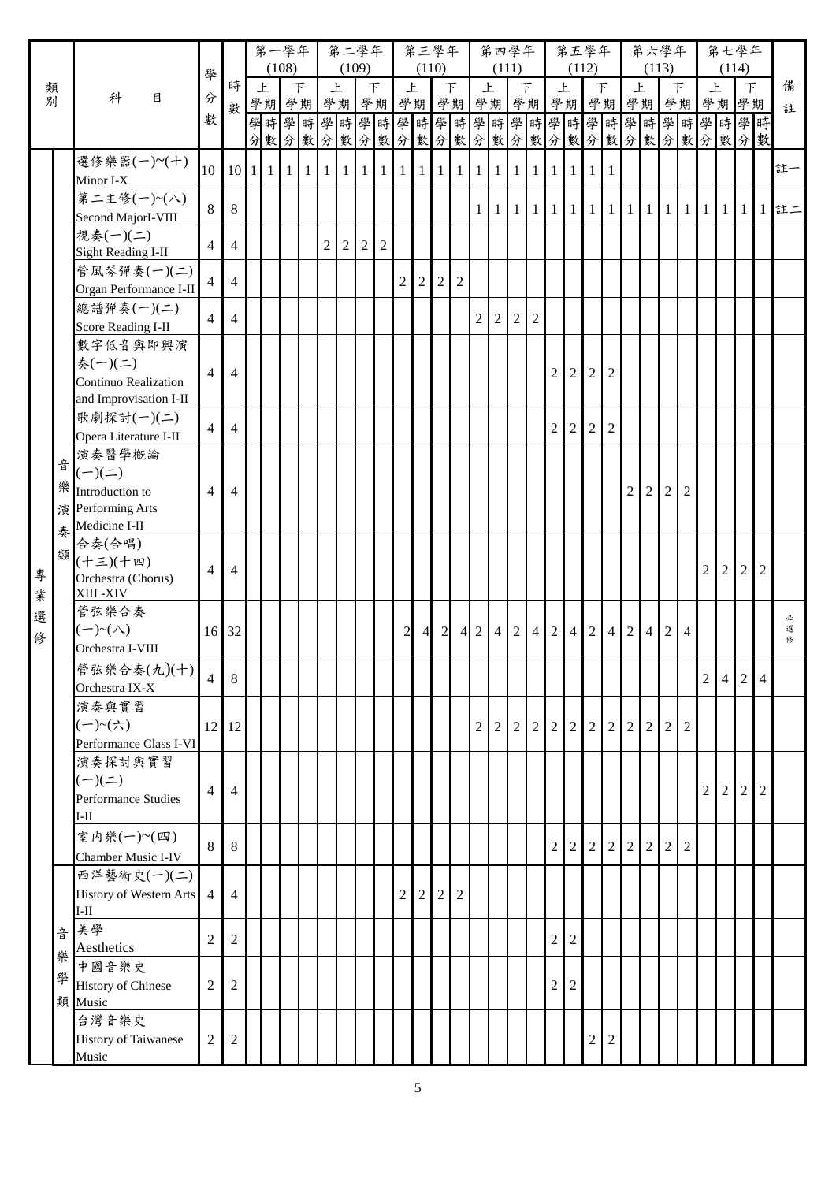| 類別 | | 科目 | 學分數 | 時數 | 第一學年(108) 上學期 學分 | 時數 | 下學期 學分 | 時數 | 第二學年(109) 上學期 學分 | 時數 | 下學期 學分 | 時數 | 第三學年(110) 上學期 學分 | 時數 | 下學期 學分 | 時數 | 第四學年(111) 上學期 學分 | 時數 | 下學期 學分 | 時數 | 第五學年(112) 上學期 學分 | 時數 | 下學期 學分 | 時數 | 第六學年(113) 上學期 學分 | 時數 | 下學期 學分 | 時數 | 第七學年(114) 上學期 學分 | 時數 | 下學期 學分 | 時數 | 備註 |
|---|---|---|---|---|---|---|---|---|---|---|---|---|---|---|---|---|---|---|---|---|---|---|---|---|---|---|---|---|---|---|---|---|---|
| 專業選修 | 音樂演奏類 | 選修樂器(一)~(十) Minor I-X | 10 | 10 | 1 | 1 | 1 | 1 | 1 | 1 | 1 | 1 | 1 | 1 | 1 | 1 | 1 | 1 | 1 | 1 | 1 | 1 | 1 | 1 | | | | | | | | | 註一 |
| | | 第二主修(一)~(八) Second MajorI-VIII | 8 | 8 | | | | | | | | | | | | | 1 | 1 | 1 | 1 | 1 | 1 | 1 | 1 | 1 | 1 | 1 | 1 | 1 | 1 | 1 | 1 | 註二 |
| | | 視奏(一)(二) Sight Reading I-II | 4 | 4 | | | | | 2 | 2 | 2 | 2 | | | | | | | | | | | | | | | | | | | | | |
| | | 管風琴彈奏(一)(二) Organ Performance I-II | 4 | 4 | | | | | | | | | 2 | 2 | 2 | 2 | | | | | | | | | | | | | | | | | |
| | | 總譜彈奏(一)(二) Score Reading I-II | 4 | 4 | | | | | | | | | | | | | 2 | 2 | 2 | 2 | | | | | | | | | | | | | |
| | | 數字低音與即興演奏(一)(二) Continuo Realization and Improvisation I-II | 4 | 4 | | | | | | | | | | | | | | | | | 2 | 2 | 2 | 2 | | | | | | | | | |
| | | 歌劇探討(一)(二) Opera Literature I-II | 4 | 4 | | | | | | | | | | | | | | | | | 2 | 2 | 2 | 2 | | | | | | | | | |
| | | 演奏醫學概論(一)(二) Introduction to Performing Arts Medicine I-II | 4 | 4 | | | | | | | | | | | | | | | | | | | | | 2 | 2 | 2 | 2 | | | | | |
| | | 合奏(合唱)(十三)(十四) Orchestra (Chorus) XIII -XIV | 4 | 4 | | | | | | | | | | | | | | | | | | | | | | | | | 2 | 2 | 2 | 2 | |
| | | 管弦樂合奏(一)~(八) Orchestra I-VIII | 16 | 32 | | | | | | | | | 2 | 4 | 2 | 4 | 2 | 4 | 2 | 4 | 2 | 4 | 2 | 4 | 2 | 4 | 2 | 4 | | | | | 必選修 |
| | | 管弦樂合奏(九)(十) Orchestra IX-X | 4 | 8 | | | | | | | | | | | | | | | | | | | | | | | | | 2 | 4 | 2 | 4 | |
| | | 演奏與實習(一)~(六) Performance Class I-VI | 12 | 12 | | | | | | | | | | | | | 2 | 2 | 2 | 2 | 2 | 2 | 2 | 2 | 2 | 2 | 2 | 2 | | | | | |
| | | 演奏探討與實習(一)(二) Performance Studies I-II | 4 | 4 | | | | | | | | | | | | | | | | | | | | | | | | | 2 | 2 | 2 | 2 | |
| | | 室內樂(一)~(四) Chamber Music I-IV | 8 | 8 | | | | | | | | | | | | | | | | | 2 | 2 | 2 | 2 | 2 | 2 | 2 | 2 | | | | | |
| | 音樂學類 | 西洋藝術史(一)(二) History of Western Arts I-II | 4 | 4 | | | | | | | | | 2 | 2 | 2 | 2 | | | | | | | | | | | | | | | | | |
| | | 美學 Aesthetics | 2 | 2 | | | | | | | | | | | | | | | | | 2 | 2 | | | | | | | | | | | |
| | | 中國音樂史 History of Chinese Music | 2 | 2 | | | | | | | | | | | | | | | | | 2 | 2 | | | | | | | | | | | |
| | | 台灣音樂史 History of Taiwanese Music | 2 | 2 | | | | | | | | | | | | | | | | | | | 2 | 2 | | | | | | | | | |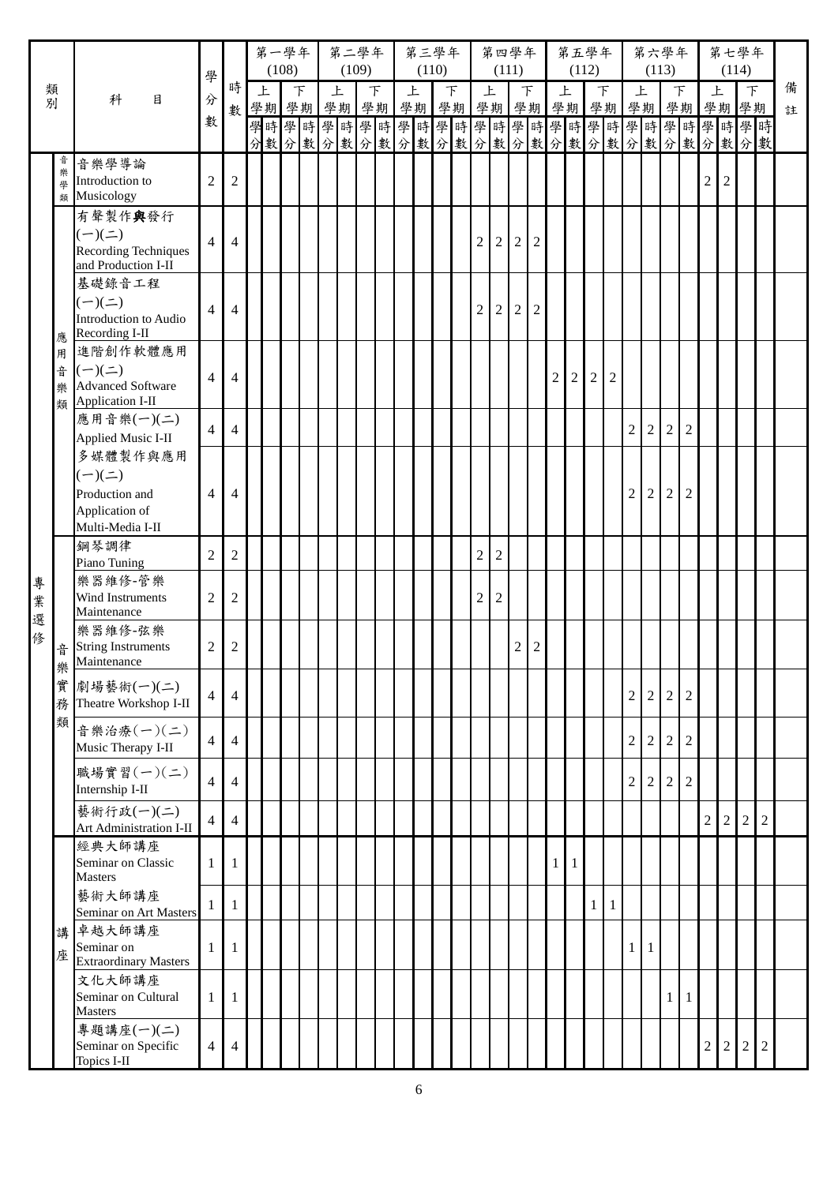| 類別 | | 科目 | 學分數 | 時數 | 第一學年(108) | | | | 第二學年(109) | | | | 第三學年(110) | | | | 第四學年(111) | | | | 第五學年(112) | | | | 第六學年(113) | | | | 第七學年(114) | | | | 備註 |
|---|---|---|---|---|---|---|---|---|---|---|---|---|---|---|---|---|---|---|---|---|---|---|---|---|---|---|---|---|---|---|---|---|---|
| | | | | | 上學期 | | 下學期 | | 上學期 | | 下學期 | | 上學期 | | 下學期 | | 上學期 | | 下學期 | | 上學期 | | 下學期 | | 上學期 | | 下學期 | | 上學期 | | 下學期 | | |
| | | | | | 學分 | 時數 | 學分 | 時數 | 學分 | 時數 | 學分 | 時數 | 學分 | 時數 | 學分 | 時數 | 學分 | 時數 | 學分 | 時數 | 學分 | 時數 | 學分 | 時數 | 學分 | 時數 | 學分 | 時數 | 學分 | 時數 | 學分 | 時數 | |
| 專業選修 | 音樂學類 | 音樂學導論 Introduction to Musicology | 2 | 2 | | | | | | | | | | | | | | | | | | | | | | | | | 2 | 2 | | | |
| | 應用音樂類 | 有聲製作與發行(一)(二) Recording Techniques and Production I-II | 4 | 4 | | | | | | | | | | | | | 2 | 2 | 2 | 2 | | | | | | | | | | | | | |
| | | 基礎錄音工程(一)(二) Introduction to Audio Recording I-II | 4 | 4 | | | | | | | | | | | | | 2 | 2 | 2 | 2 | | | | | | | | | | | | | |
| | | 進階創作軟體應用(一)(二) Advanced Software Application I-II | 4 | 4 | | | | | | | | | | | | | | | | | 2 | 2 | 2 | 2 | | | | | | | | | |
| | | 應用音樂(一)(二) Applied Music I-II | 4 | 4 | | | | | | | | | | | | | | | | | | | | | 2 | 2 | 2 | 2 | | | | | |
| | | 多媒體製作與應用(一)(二) Production and Application of Multi-Media I-II | 4 | 4 | | | | | | | | | | | | | | | | | | | | | 2 | 2 | 2 | 2 | | | | | |
| | 音樂實務類 | 鋼琴調律 Piano Tuning | 2 | 2 | | | | | | | | | | | | | 2 | 2 | | | | | | | | | | | | | | | |
| | | 樂器維修-管樂 Wind Instruments Maintenance | 2 | 2 | | | | | | | | | | | | | 2 | 2 | | | | | | | | | | | | | | | |
| | | 樂器維修-弦樂 String Instruments Maintenance | 2 | 2 | | | | | | | | | | | | | | | 2 | 2 | | | | | | | | | | | | | |
| | | 劇場藝術(一)(二) Theatre Workshop I-II | 4 | 4 | | | | | | | | | | | | | | | | | | | | | 2 | 2 | 2 | 2 | | | | | |
| | | 音樂治療(一)(二) Music Therapy I-II | 4 | 4 | | | | | | | | | | | | | | | | | | | | | 2 | 2 | 2 | 2 | | | | | |
| | | 職場實習(一)(二) Internship I-II | 4 | 4 | | | | | | | | | | | | | | | | | | | | | 2 | 2 | 2 | 2 | | | | | |
| | | 藝術行政(一)(二) Art Administration I-II | 4 | 4 | | | | | | | | | | | | | | | | | | | | | | | | | 2 | 2 | 2 | 2 | |
| | 講座 | 經典大師講座 Seminar on Classic Masters | 1 | 1 | | | | | | | | | | | | | | | | | 1 | 1 | | | | | | | | | | | |
| | | 藝術大師講座 Seminar on Art Masters | 1 | 1 | | | | | | | | | | | | | | | | | | | 1 | 1 | | | | | | | | | |
| | | 卓越大師講座 Seminar on Extraordinary Masters | 1 | 1 | | | | | | | | | | | | | | | | | | | | | 1 | 1 | | | | | | | |
| | | 文化大師講座 Seminar on Cultural Masters | 1 | 1 | | | | | | | | | | | | | | | | | | | | | | | 1 | 1 | | | | | |
| | | 專題講座(一)(二) Seminar on Specific Topics I-II | 4 | 4 | | | | | | | | | | | | | | | | | | | | | | | | | 2 | 2 | 2 | 2 | |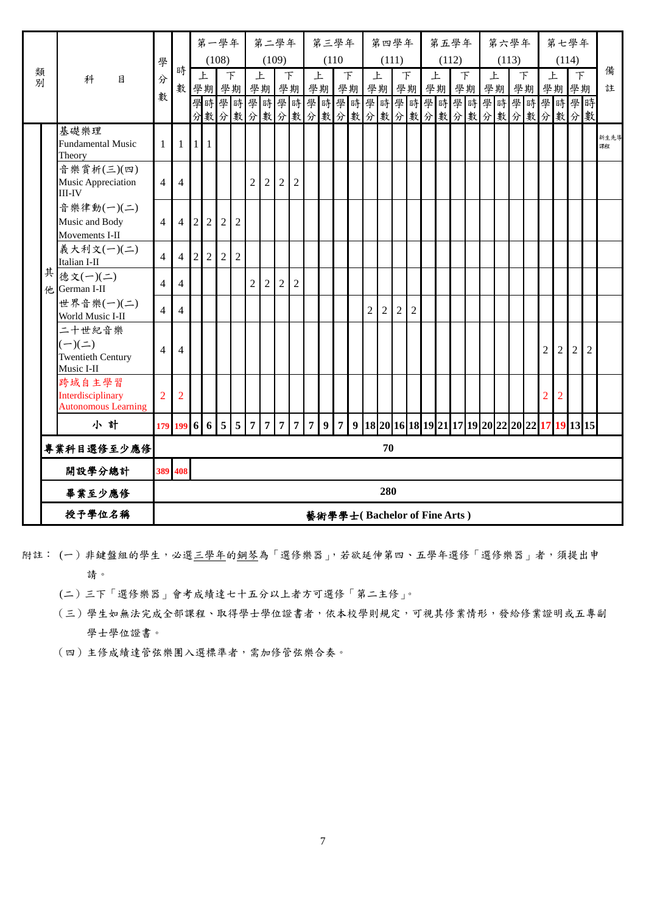| 類別 | 科目 | 學分數 | 時數 | 第一學年(108) 上學期 學分 | 時數 | 下學期 學分 | 時數 | 第二學年(109) 上學期 學分 | 時數 | 下學期 學分 | 時數 | 第三學年(110 上學期 學分 | 時數 | 下學期 學分 | 時數 | 第四學年(111) 上學期 學分 | 時數 | 下學期 學分 | 時數 | 第五學年(112) 上學期 學分 | 時數 | 下學期 學分 | 時數 | 第六學年(113) 上學期 學分 | 時數 | 下學期 學分 | 時數 | 第七學年(114) 上學期 學分 | 時數 | 下學期 學分 | 時數 | 備註 |
|---|---|---|---|---|---|---|---|---|---|---|---|---|---|---|---|---|---|---|---|---|---|---|---|---|---|---|---|---|---|---|---|---|
| 其他 | 基礎樂理 Fundamental Music Theory | 1 | 1 | 1 | 1 | | | | | | | | | | | | | | | | | | | | | | | | | | | 新生先導課程 |
| | 音樂賞析(三)(四) Music Appreciation III-IV | 4 | 4 | | | | | 2 | 2 | 2 | 2 | | | | | | | | | | | | | | | | | | | | | |
| | 音樂律動(一)(二) Music and Body Movements I-II | 4 | 4 | 2 | 2 | 2 | 2 | | | | | | | | | | | | | | | | | | | | | | | | | |
| | 義大利文(一)(二) Italian I-II | 4 | 4 | 2 | 2 | 2 | 2 | | | | | | | | | | | | | | | | | | | | | | | | | |
| | 德文(一)(二) German I-II | 4 | 4 | | | | | 2 | 2 | 2 | 2 | | | | | | | | | | | | | | | | | | | | | |
| | 世界音樂(一)(二) World Music I-II | 4 | 4 | | | | | | | | | | | | | 2 | 2 | 2 | 2 | | | | | | | | | | | | | |
| | 二十世紀音樂(一)(二) Twentieth Century Music I-II | 4 | 4 | | | | | | | | | | | | | | | | | | | | | | | | | 2 | 2 | 2 | 2 | |
| | 跨域自主學習 Interdisciplinary Autonomous Learning | 2 | 2 | | | | | | | | | | | | | | | | | | | | | | | | | 2 | 2 | | | |
| | 小計 | 179 | 199 | 6 | 6 | 5 | 5 | 7 | 7 | 7 | 7 | 7 | 9 | 7 | 9 | 18 | 20 | 16 | 18 | 19 | 21 | 17 | 19 | 20 | 22 | 20 | 22 | 17 | 19 | 13 | 15 | |
| 專業科目選修至少應修 | | 70 | | | | | | | | | | | | | | | | | | | | | | | | | | | | | | |
| 開設學分總計 | | 389 | 408 | | | | | | | | | | | | | | | | | | | | | | | | | | | | | |
| 畢業至少應修 | | 280 | | | | | | | | | | | | | | | | | | | | | | | | | | | | | | |
| 授予學位名稱 | | 藝術學學士( Bachelor of Fine Arts ) | | | | | | | | | | | | | | | | | | | | | | | | | | | | | | |

附註：(一) 非鍵盤組的學生，必選三學年的鋼琴為「選修樂器」，若欲延伸第四、五學年選修「選修樂器」者，須提出申請。

(二) 三下「選修樂器」會考成績達七十五分以上者方可選修「第二主修」。

(三) 學生如無法完成全部課程、取得學士學位證書者，依本校學則規定，可視其修業情形，發給修業證明或五專副學士學位證書。

(四) 主修成績達管弦樂團入選標準者，需加修管弦樂合奏。